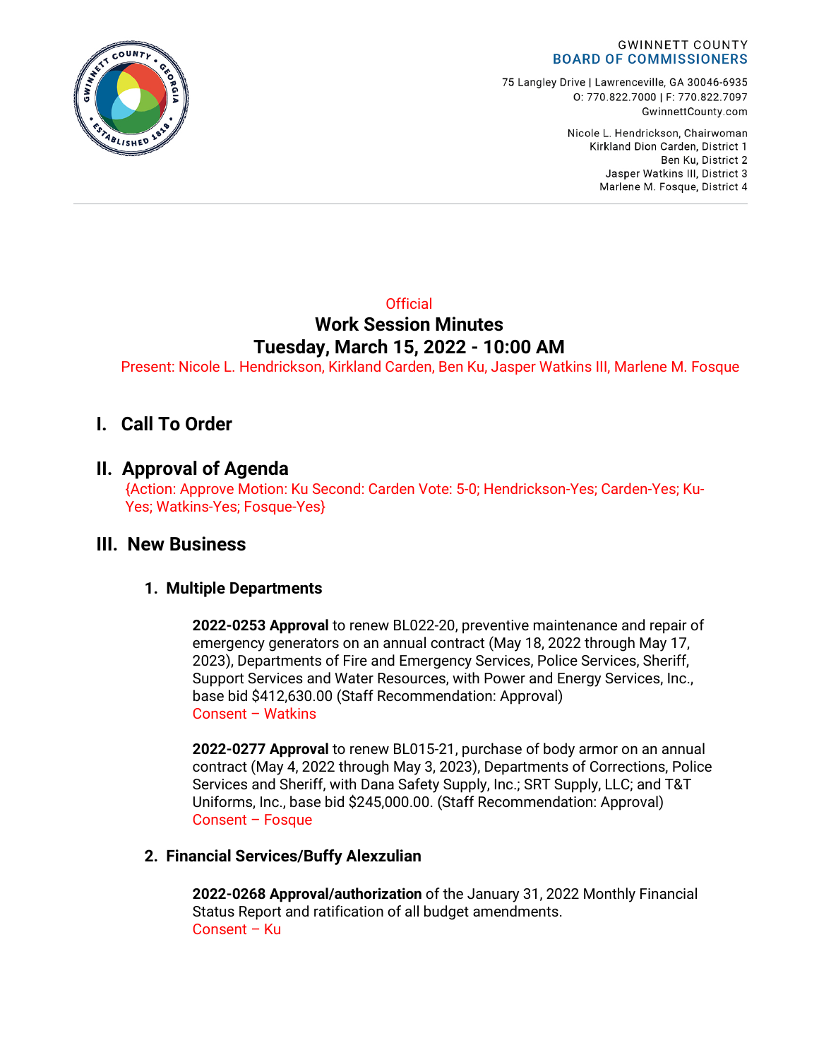GWINNETT COUNTY
**BOARD OF COMMISSIONERS**

75 Langley Drive | Lawrenceville, GA 30046-6935
O: 770.822.7000 | F: 770.822.7097
GwinnettCounty.com

Nicole L. Hendrickson, Chairwoman
Kirkland Dion Carden, District 1
Ben Ku, District 2
Jasper Watkins III, District 3
Marlene M. Fosque, District 4

Official

**Work Session Minutes**
**Tuesday, March 15, 2022 - 10:00 AM**

Present: Nicole L. Hendrickson, Kirkland Carden, Ben Ku, Jasper Watkins III, Marlene M. Fosque

# I. Call To Order

# II. Approval of Agenda

{Action: Approve Motion: Ku Second: Carden Vote: 5-0; Hendrickson-Yes; Carden-Yes; Ku-Yes; Watkins-Yes; Fosque-Yes}

# III. New Business

## 1. Multiple Departments

**2022-0253 Approval** to renew BL022-20, preventive maintenance and repair of emergency generators on an annual contract (May 18, 2022 through May 17, 2023), Departments of Fire and Emergency Services, Police Services, Sheriff, Support Services and Water Resources, with Power and Energy Services, Inc., base bid $412,630.00 (Staff Recommendation: Approval)
Consent – Watkins

**2022-0277 Approval** to renew BL015-21, purchase of body armor on an annual contract (May 4, 2022 through May 3, 2023), Departments of Corrections, Police Services and Sheriff, with Dana Safety Supply, Inc.; SRT Supply, LLC; and T&T Uniforms, Inc., base bid $245,000.00. (Staff Recommendation: Approval)
Consent – Fosque

## 2. Financial Services/Buffy Alexzulian

**2022-0268 Approval/authorization** of the January 31, 2022 Monthly Financial Status Report and ratification of all budget amendments.
Consent – Ku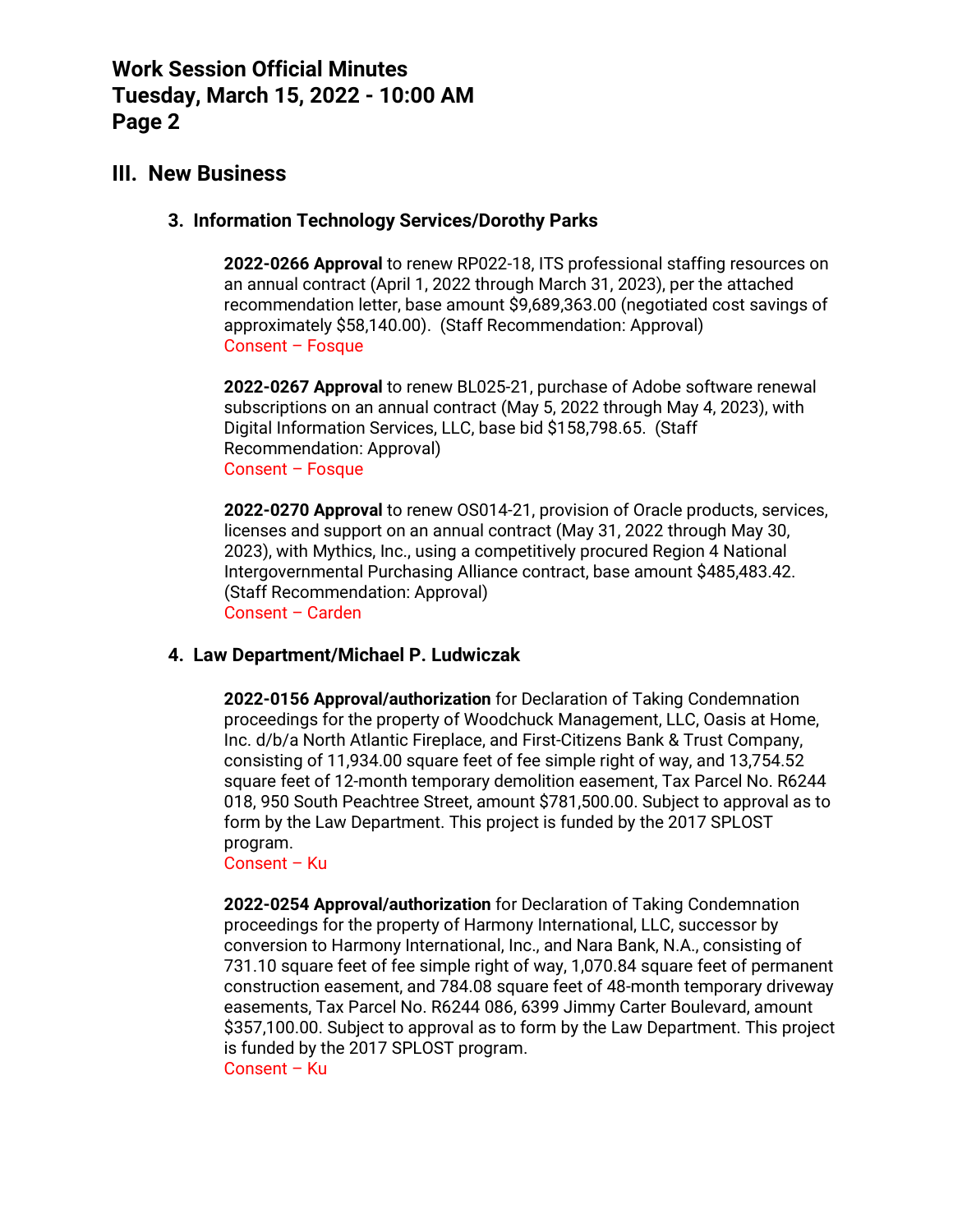## III. New Business

### 3. Information Technology Services/Dorothy Parks

**2022-0266 Approval** to renew RP022-18, ITS professional staffing resources on an annual contract (April 1, 2022 through March 31, 2023), per the attached recommendation letter, base amount $9,689,363.00 (negotiated cost savings of approximately $58,140.00). (Staff Recommendation: Approval)
Consent – Fosque

**2022-0267 Approval** to renew BL025-21, purchase of Adobe software renewal subscriptions on an annual contract (May 5, 2022 through May 4, 2023), with Digital Information Services, LLC, base bid $158,798.65. (Staff Recommendation: Approval)
Consent – Fosque

**2022-0270 Approval** to renew OS014-21, provision of Oracle products, services, licenses and support on an annual contract (May 31, 2022 through May 30, 2023), with Mythics, Inc., using a competitively procured Region 4 National Intergovernmental Purchasing Alliance contract, base amount $485,483.42. (Staff Recommendation: Approval)
Consent – Carden

### 4. Law Department/Michael P. Ludwiczak

**2022-0156 Approval/authorization** for Declaration of Taking Condemnation proceedings for the property of Woodchuck Management, LLC, Oasis at Home, Inc. d/b/a North Atlantic Fireplace, and First-Citizens Bank & Trust Company, consisting of 11,934.00 square feet of fee simple right of way, and 13,754.52 square feet of 12-month temporary demolition easement, Tax Parcel No. R6244 018, 950 South Peachtree Street, amount $781,500.00. Subject to approval as to form by the Law Department. This project is funded by the 2017 SPLOST program.
Consent – Ku

**2022-0254 Approval/authorization** for Declaration of Taking Condemnation proceedings for the property of Harmony International, LLC, successor by conversion to Harmony International, Inc., and Nara Bank, N.A., consisting of 731.10 square feet of fee simple right of way, 1,070.84 square feet of permanent construction easement, and 784.08 square feet of 48-month temporary driveway easements, Tax Parcel No. R6244 086, 6399 Jimmy Carter Boulevard, amount $357,100.00. Subject to approval as to form by the Law Department. This project is funded by the 2017 SPLOST program.
Consent – Ku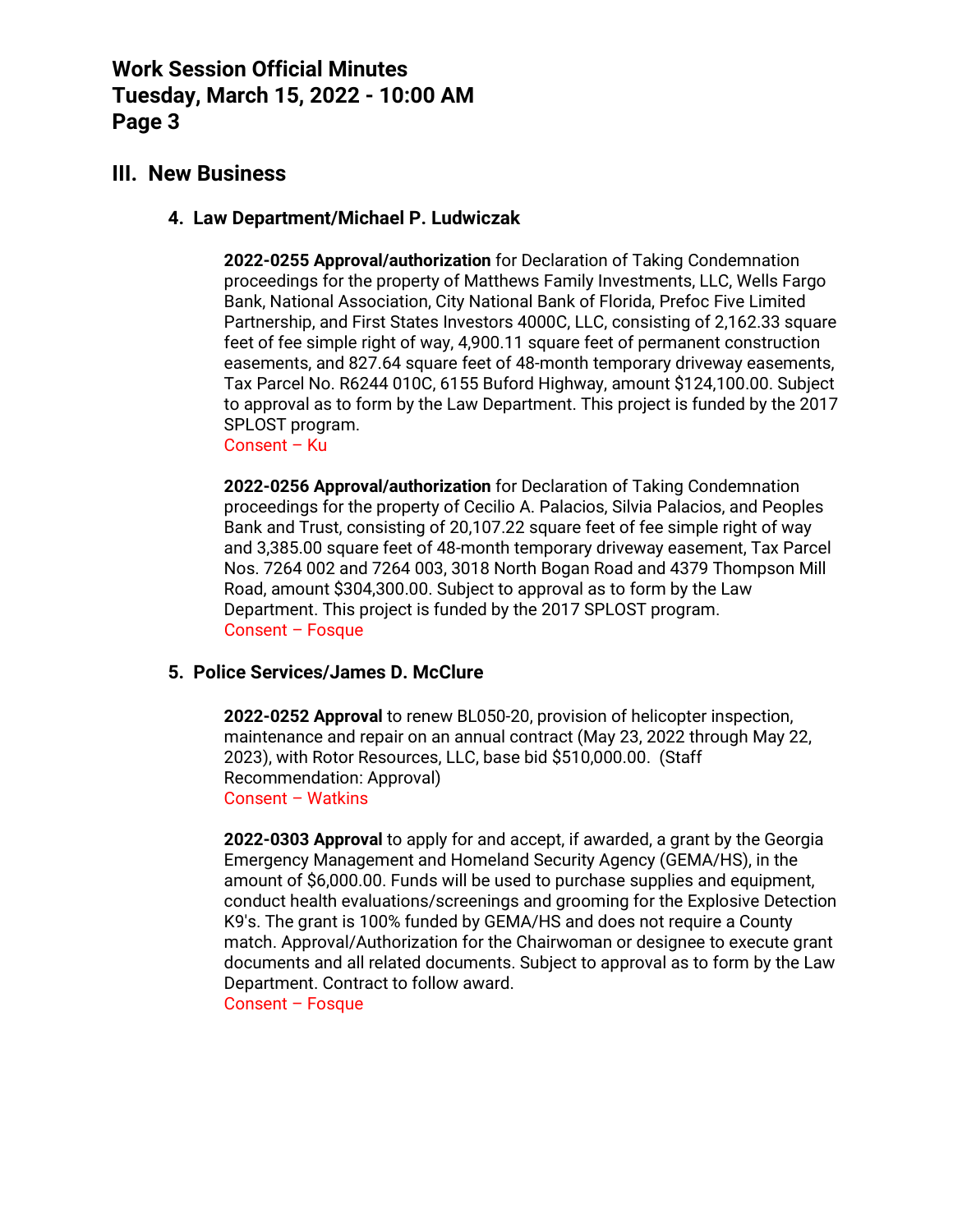## III. New Business

### 4. Law Department/Michael P. Ludwiczak

**2022-0255 Approval/authorization** for Declaration of Taking Condemnation proceedings for the property of Matthews Family Investments, LLC, Wells Fargo Bank, National Association, City National Bank of Florida, Prefoc Five Limited Partnership, and First States Investors 4000C, LLC, consisting of 2,162.33 square feet of fee simple right of way, 4,900.11 square feet of permanent construction easements, and 827.64 square feet of 48-month temporary driveway easements, Tax Parcel No. R6244 010C, 6155 Buford Highway, amount $124,100.00. Subject to approval as to form by the Law Department. This project is funded by the 2017 SPLOST program.
Consent – Ku

**2022-0256 Approval/authorization** for Declaration of Taking Condemnation proceedings for the property of Cecilio A. Palacios, Silvia Palacios, and Peoples Bank and Trust, consisting of 20,107.22 square feet of fee simple right of way and 3,385.00 square feet of 48-month temporary driveway easement, Tax Parcel Nos. 7264 002 and 7264 003, 3018 North Bogan Road and 4379 Thompson Mill Road, amount $304,300.00. Subject to approval as to form by the Law Department. This project is funded by the 2017 SPLOST program.
Consent – Fosque

### 5. Police Services/James D. McClure

**2022-0252 Approval** to renew BL050-20, provision of helicopter inspection, maintenance and repair on an annual contract (May 23, 2022 through May 22, 2023), with Rotor Resources, LLC, base bid $510,000.00. (Staff Recommendation: Approval)
Consent – Watkins

**2022-0303 Approval** to apply for and accept, if awarded, a grant by the Georgia Emergency Management and Homeland Security Agency (GEMA/HS), in the amount of $6,000.00. Funds will be used to purchase supplies and equipment, conduct health evaluations/screenings and grooming for the Explosive Detection K9's. The grant is 100% funded by GEMA/HS and does not require a County match. Approval/Authorization for the Chairwoman or designee to execute grant documents and all related documents. Subject to approval as to form by the Law Department. Contract to follow award.
Consent – Fosque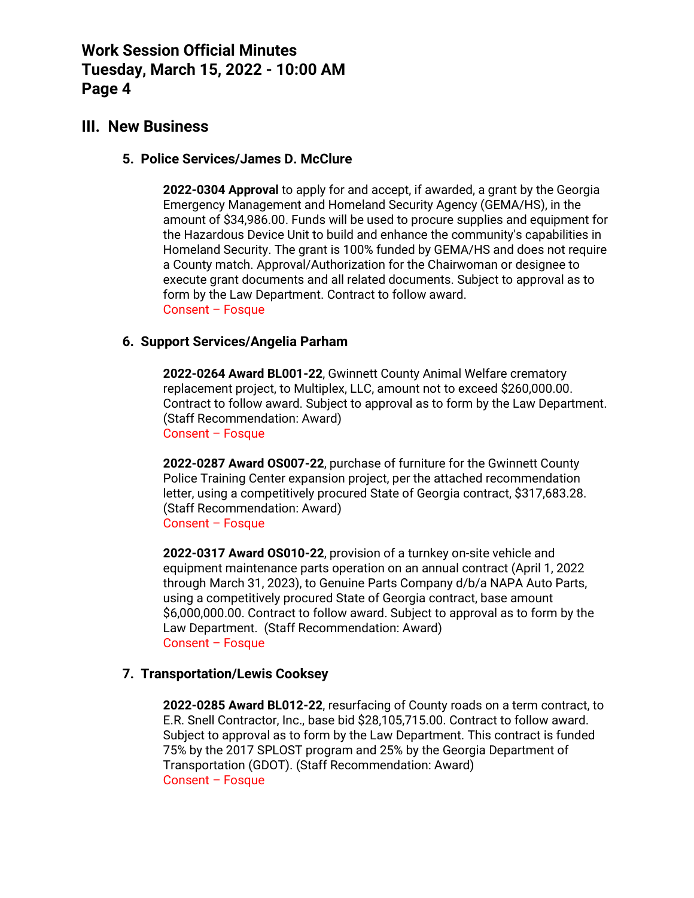## III. New Business

### 5. Police Services/James D. McClure

**2022-0304 Approval** to apply for and accept, if awarded, a grant by the Georgia Emergency Management and Homeland Security Agency (GEMA/HS), in the amount of $34,986.00. Funds will be used to procure supplies and equipment for the Hazardous Device Unit to build and enhance the community's capabilities in Homeland Security. The grant is 100% funded by GEMA/HS and does not require a County match. Approval/Authorization for the Chairwoman or designee to execute grant documents and all related documents. Subject to approval as to form by the Law Department. Contract to follow award.
Consent – Fosque

### 6. Support Services/Angelia Parham

**2022-0264 Award BL001-22**, Gwinnett County Animal Welfare crematory replacement project, to Multiplex, LLC, amount not to exceed $260,000.00. Contract to follow award. Subject to approval as to form by the Law Department. (Staff Recommendation: Award)
Consent – Fosque

**2022-0287 Award OS007-22**, purchase of furniture for the Gwinnett County Police Training Center expansion project, per the attached recommendation letter, using a competitively procured State of Georgia contract, $317,683.28. (Staff Recommendation: Award)
Consent – Fosque

**2022-0317 Award OS010-22**, provision of a turnkey on-site vehicle and equipment maintenance parts operation on an annual contract (April 1, 2022 through March 31, 2023), to Genuine Parts Company d/b/a NAPA Auto Parts, using a competitively procured State of Georgia contract, base amount $6,000,000.00. Contract to follow award. Subject to approval as to form by the Law Department. (Staff Recommendation: Award)
Consent – Fosque

### 7. Transportation/Lewis Cooksey

**2022-0285 Award BL012-22**, resurfacing of County roads on a term contract, to E.R. Snell Contractor, Inc., base bid $28,105,715.00. Contract to follow award. Subject to approval as to form by the Law Department. This contract is funded 75% by the 2017 SPLOST program and 25% by the Georgia Department of Transportation (GDOT). (Staff Recommendation: Award)
Consent – Fosque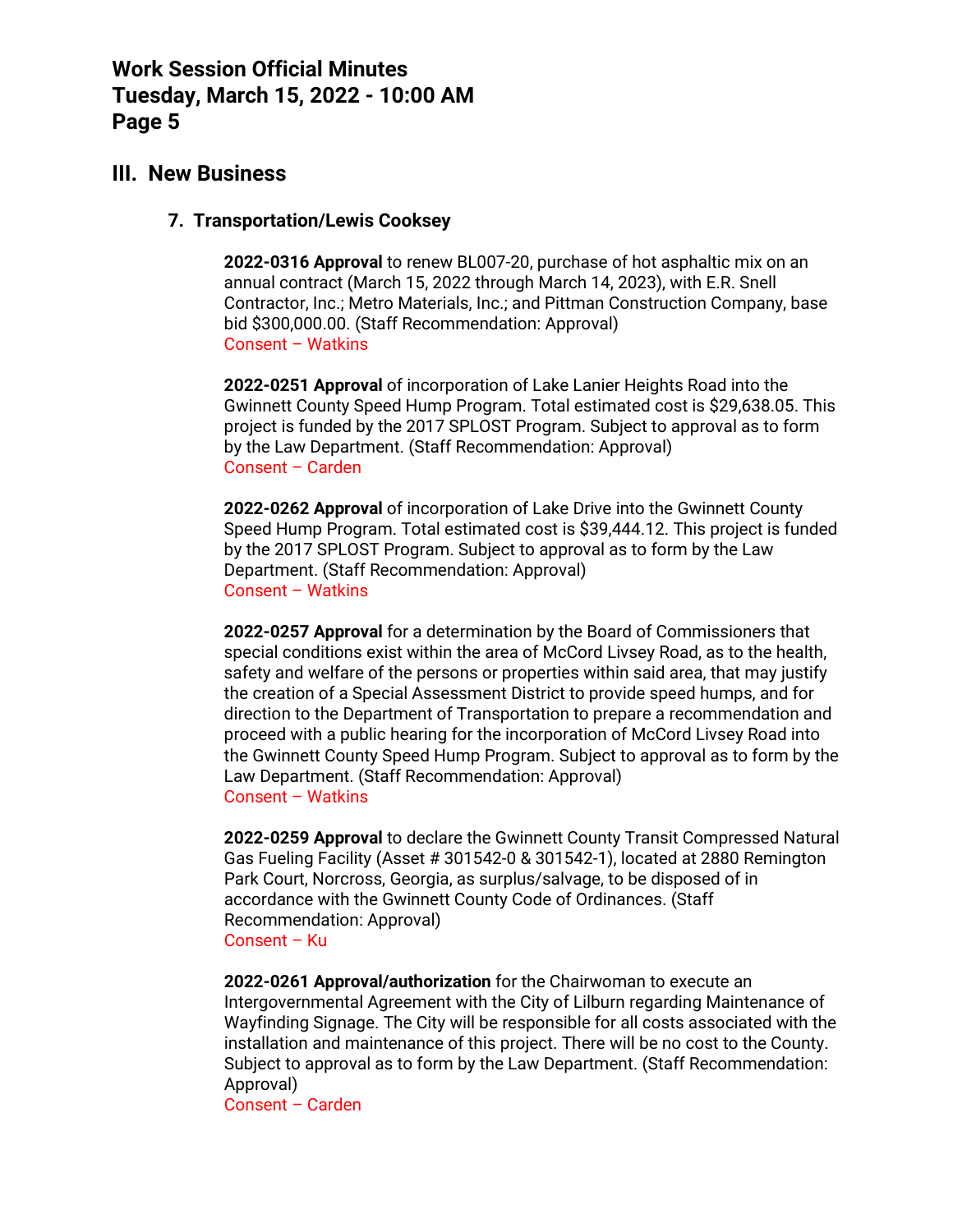## III. New Business

### 7. Transportation/Lewis Cooksey

**2022-0316 Approval** to renew BL007-20, purchase of hot asphaltic mix on an annual contract (March 15, 2022 through March 14, 2023), with E.R. Snell Contractor, Inc.; Metro Materials, Inc.; and Pittman Construction Company, base bid $300,000.00. (Staff Recommendation: Approval)
Consent – Watkins

**2022-0251 Approval** of incorporation of Lake Lanier Heights Road into the Gwinnett County Speed Hump Program. Total estimated cost is $29,638.05. This project is funded by the 2017 SPLOST Program. Subject to approval as to form by the Law Department. (Staff Recommendation: Approval)
Consent – Carden

**2022-0262 Approval** of incorporation of Lake Drive into the Gwinnett County Speed Hump Program. Total estimated cost is $39,444.12. This project is funded by the 2017 SPLOST Program. Subject to approval as to form by the Law Department. (Staff Recommendation: Approval)
Consent – Watkins

**2022-0257 Approval** for a determination by the Board of Commissioners that special conditions exist within the area of McCord Livsey Road, as to the health, safety and welfare of the persons or properties within said area, that may justify the creation of a Special Assessment District to provide speed humps, and for direction to the Department of Transportation to prepare a recommendation and proceed with a public hearing for the incorporation of McCord Livsey Road into the Gwinnett County Speed Hump Program. Subject to approval as to form by the Law Department. (Staff Recommendation: Approval)
Consent – Watkins

**2022-0259 Approval** to declare the Gwinnett County Transit Compressed Natural Gas Fueling Facility (Asset # 301542-0 & 301542-1), located at 2880 Remington Park Court, Norcross, Georgia, as surplus/salvage, to be disposed of in accordance with the Gwinnett County Code of Ordinances. (Staff Recommendation: Approval)
Consent – Ku

**2022-0261 Approval/authorization** for the Chairwoman to execute an Intergovernmental Agreement with the City of Lilburn regarding Maintenance of Wayfinding Signage. The City will be responsible for all costs associated with the installation and maintenance of this project. There will be no cost to the County. Subject to approval as to form by the Law Department. (Staff Recommendation: Approval)
Consent – Carden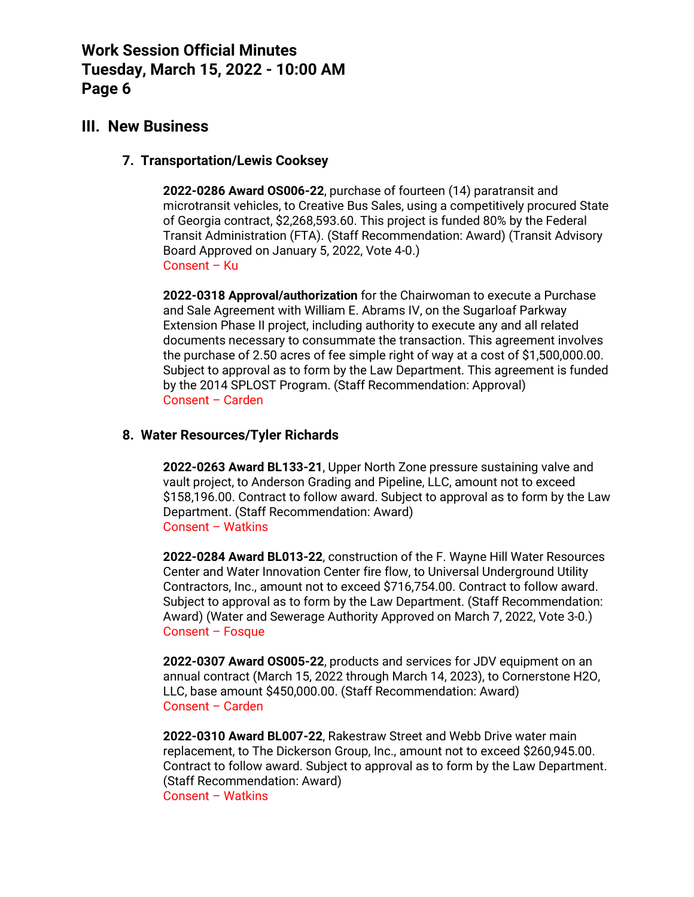## III. New Business

### 7. Transportation/Lewis Cooksey

**2022-0286 Award OS006-22**, purchase of fourteen (14) paratransit and microtransit vehicles, to Creative Bus Sales, using a competitively procured State of Georgia contract, $2,268,593.60. This project is funded 80% by the Federal Transit Administration (FTA). (Staff Recommendation: Award) (Transit Advisory Board Approved on January 5, 2022, Vote 4-0.)
Consent – Ku

**2022-0318 Approval/authorization** for the Chairwoman to execute a Purchase and Sale Agreement with William E. Abrams IV, on the Sugarloaf Parkway Extension Phase II project, including authority to execute any and all related documents necessary to consummate the transaction. This agreement involves the purchase of 2.50 acres of fee simple right of way at a cost of $1,500,000.00. Subject to approval as to form by the Law Department. This agreement is funded by the 2014 SPLOST Program. (Staff Recommendation: Approval)
Consent – Carden

### 8. Water Resources/Tyler Richards

**2022-0263 Award BL133-21**, Upper North Zone pressure sustaining valve and vault project, to Anderson Grading and Pipeline, LLC, amount not to exceed $158,196.00. Contract to follow award. Subject to approval as to form by the Law Department. (Staff Recommendation: Award)
Consent – Watkins

**2022-0284 Award BL013-22**, construction of the F. Wayne Hill Water Resources Center and Water Innovation Center fire flow, to Universal Underground Utility Contractors, Inc., amount not to exceed $716,754.00. Contract to follow award. Subject to approval as to form by the Law Department. (Staff Recommendation: Award) (Water and Sewerage Authority Approved on March 7, 2022, Vote 3-0.)
Consent – Fosque

**2022-0307 Award OS005-22**, products and services for JDV equipment on an annual contract (March 15, 2022 through March 14, 2023), to Cornerstone H2O, LLC, base amount $450,000.00. (Staff Recommendation: Award)
Consent – Carden

**2022-0310 Award BL007-22**, Rakestraw Street and Webb Drive water main replacement, to The Dickerson Group, Inc., amount not to exceed $260,945.00. Contract to follow award. Subject to approval as to form by the Law Department. (Staff Recommendation: Award)
Consent – Watkins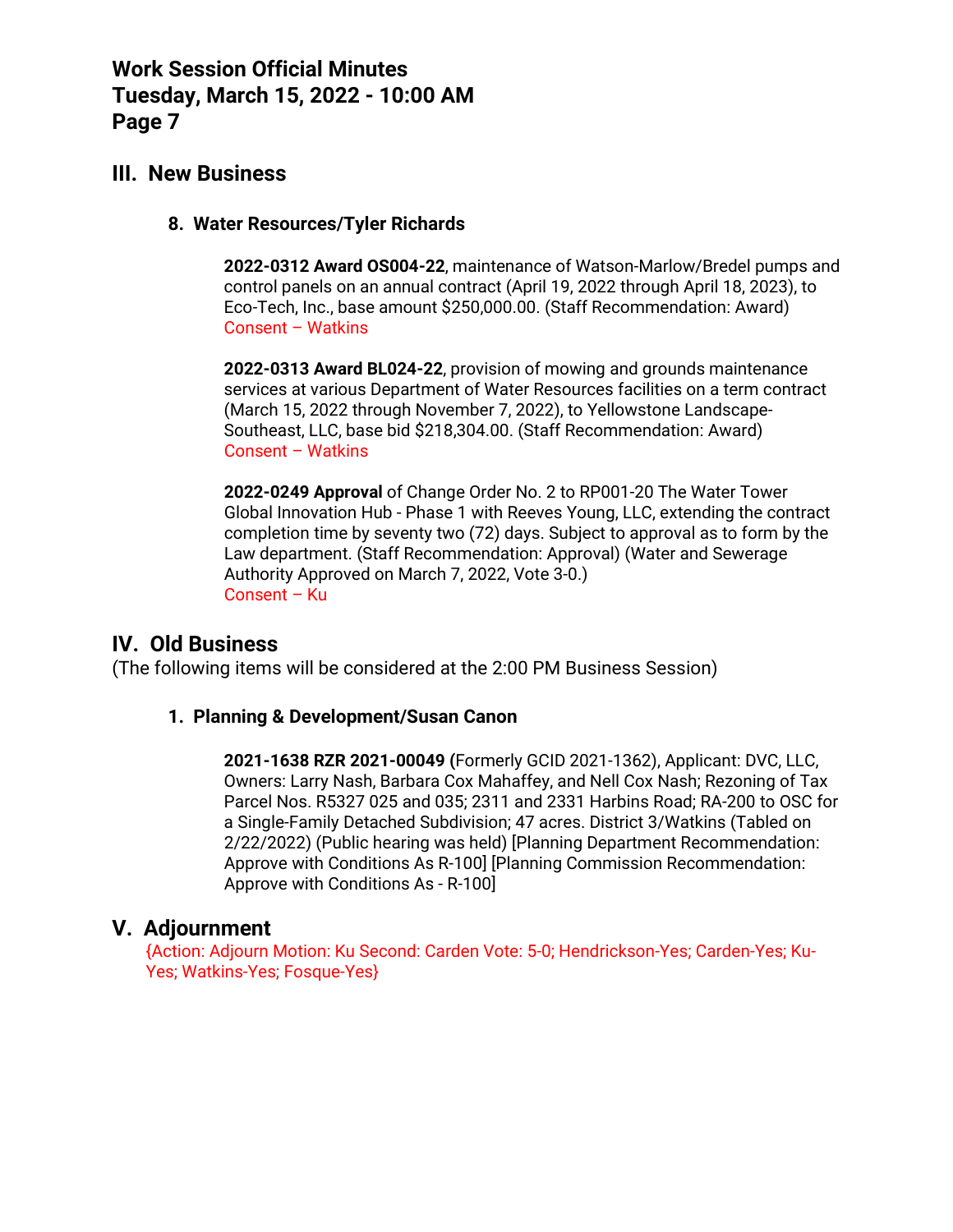## III. New Business

### 8. Water Resources/Tyler Richards

**2022-0312 Award OS004-22**, maintenance of Watson-Marlow/Bredel pumps and control panels on an annual contract (April 19, 2022 through April 18, 2023), to Eco-Tech, Inc., base amount $250,000.00. (Staff Recommendation: Award)
Consent – Watkins

**2022-0313 Award BL024-22**, provision of mowing and grounds maintenance services at various Department of Water Resources facilities on a term contract (March 15, 2022 through November 7, 2022), to Yellowstone Landscape-Southeast, LLC, base bid $218,304.00. (Staff Recommendation: Award)
Consent – Watkins

**2022-0249 Approval** of Change Order No. 2 to RP001-20 The Water Tower Global Innovation Hub - Phase 1 with Reeves Young, LLC, extending the contract completion time by seventy two (72) days. Subject to approval as to form by the Law department. (Staff Recommendation: Approval) (Water and Sewerage Authority Approved on March 7, 2022, Vote 3-0.)
Consent – Ku

## IV. Old Business

(The following items will be considered at the 2:00 PM Business Session)

### 1. Planning & Development/Susan Canon

**2021-1638 RZR 2021-00049 (**Formerly GCID 2021-1362), Applicant: DVC, LLC, Owners: Larry Nash, Barbara Cox Mahaffey, and Nell Cox Nash; Rezoning of Tax Parcel Nos. R5327 025 and 035; 2311 and 2331 Harbins Road; RA-200 to OSC for a Single-Family Detached Subdivision; 47 acres. District 3/Watkins (Tabled on 2/22/2022) (Public hearing was held) [Planning Department Recommendation: Approve with Conditions As R-100] [Planning Commission Recommendation: Approve with Conditions As - R-100]

## V. Adjournment

{Action: Adjourn Motion: Ku Second: Carden Vote: 5-0; Hendrickson-Yes; Carden-Yes; Ku-Yes; Watkins-Yes; Fosque-Yes}